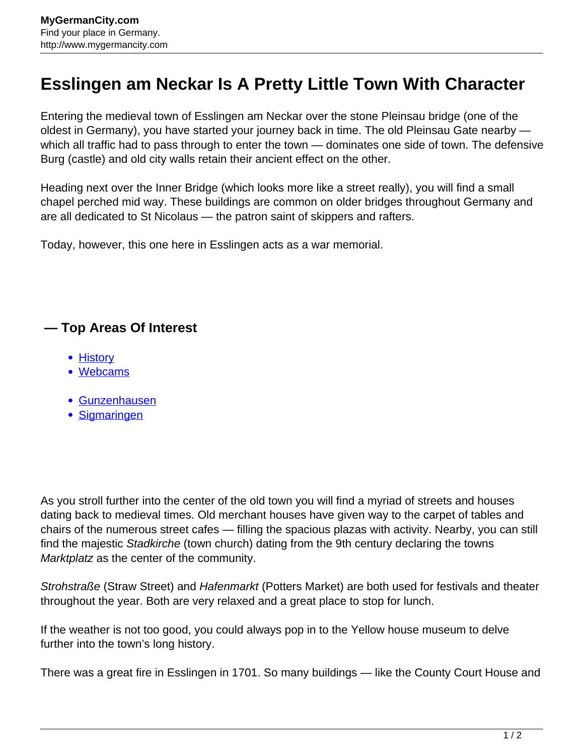# Esslingen am Neckar Is A Pretty Little Town With Character

Entering the medieval town of Esslingen am Neckar over the stone Pleinsau bridge (one of the oldest in Germany), you have started your journey back in time. The old Pleinsau Gate nearby — which all traffic had to pass through to enter the town — dominates one side of town. The defensive Burg (castle) and old city walls retain their ancient effect on the other.

Heading next over the Inner Bridge (which looks more like a street really), you will find a small chapel perched mid way. These buildings are common on older bridges throughout Germany and are all dedicated to St Nicolaus — the patron saint of skippers and rafters.

Today, however, this one here in Esslingen acts as a war memorial.

### — Top Areas Of Interest

- History
- Webcams

- Gunzenhausen
- Sigmaringen

As you stroll further into the center of the old town you will find a myriad of streets and houses dating back to medieval times. Old merchant houses have given way to the carpet of tables and chairs of the numerous street cafes — filling the spacious plazas with activity. Nearby, you can still find the majestic *Stadkirche* (town church) dating from the 9th century declaring the towns *Marktplatz* as the center of the community.

*Strohstraße* (Straw Street) and *Hafenmarkt* (Potters Market) are both used for festivals and theater throughout the year. Both are very relaxed and a great place to stop for lunch.

If the weather is not too good, you could always pop in to the Yellow house museum to delve further into the town's long history.

There was a great fire in Esslingen in 1701. So many buildings — like the County Court House and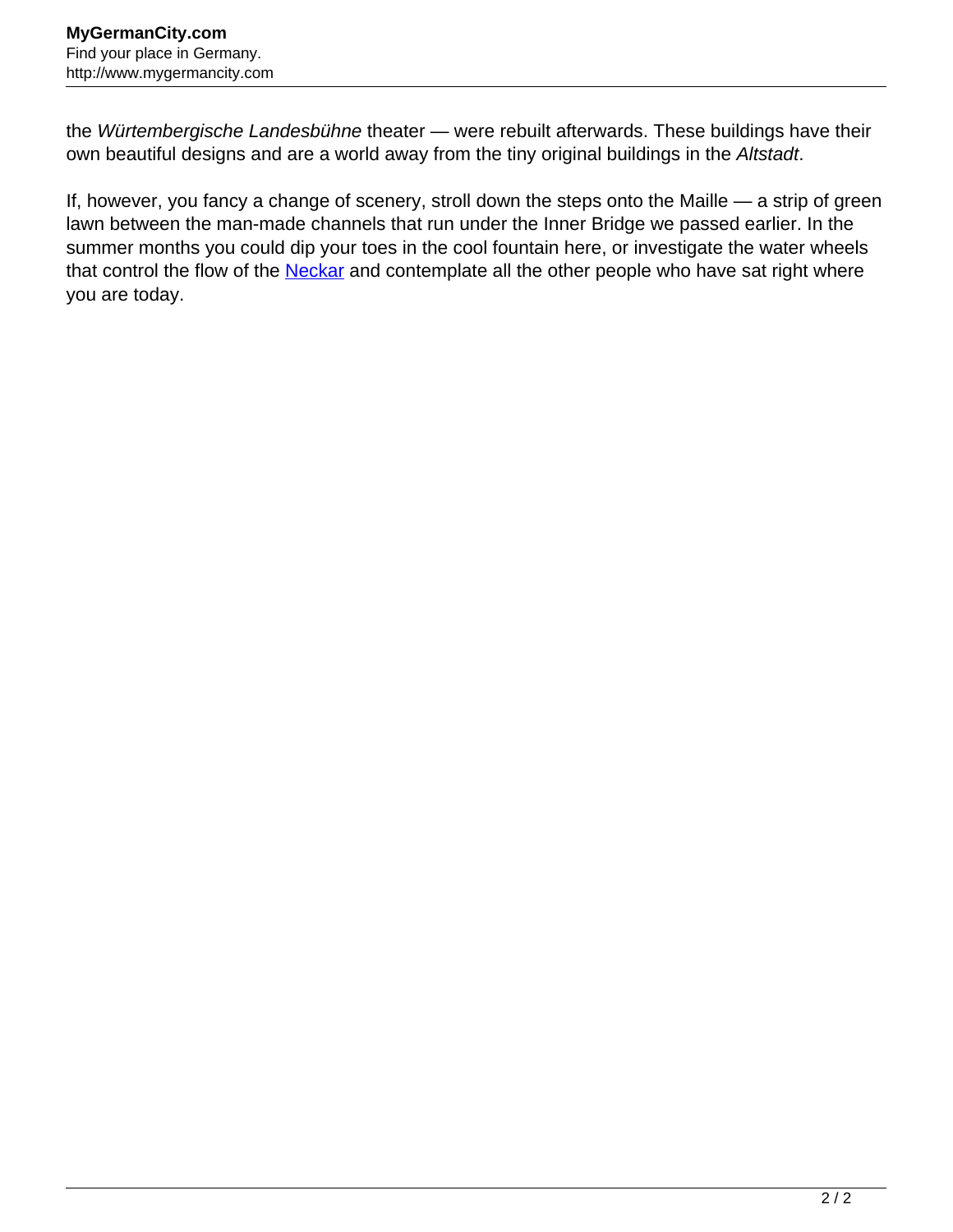the *Würtembergische Landesbühne* theater — were rebuilt afterwards. These buildings have their own beautiful designs and are a world away from the tiny original buildings in the *Altstadt*.

If, however, you fancy a change of scenery, stroll down the steps onto the Maille — a strip of green lawn between the man-made channels that run under the Inner Bridge we passed earlier. In the summer months you could dip your toes in the cool fountain here, or investigate the water wheels that control the flow of the Neckar and contemplate all the other people who have sat right where you are today.